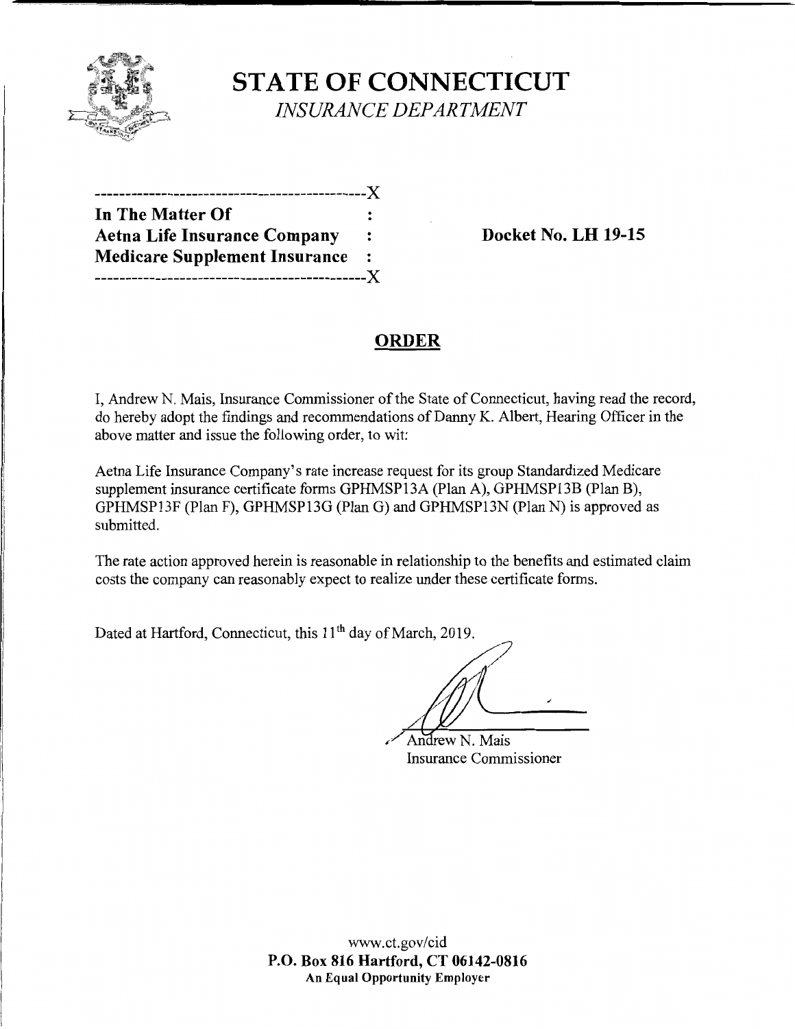# STATE OF CONNECTICUT

*INSURANCE DEPARTMENT*

| | |
|---|---|
| **In The Matter Of** | |
| **Aetna Life Insurance Company** | **Docket No. LH 19-15** |
| **Medicare Supplement Insurance** | |

## ORDER

I, Andrew N. Mais, Insurance Commissioner of the State of Connecticut, having read the record, do hereby adopt the findings and recommendations of Danny K. Albert, Hearing Officer in the above matter and issue the following order, to wit:

Aetna Life Insurance Company's rate increase request for its group Standardized Medicare supplement insurance certificate forms GPHMSP13A (Plan A), GPHMSP13B (Plan B), GPHMSP13F (Plan F), GPHMSP13G (Plan G) and GPHMSP13N (Plan N) is approved as submitted.

The rate action approved herein is reasonable in relationship to the benefits and estimated claim costs the company can reasonably expect to realize under these certificate forms.

Dated at Hartford, Connecticut, this 11th day of March, 2019.

Andrew N. Mais
Insurance Commissioner

www.ct.gov/cid
**P.O. Box 816 Hartford, CT 06142-0816**
**An Equal Opportunity Employer**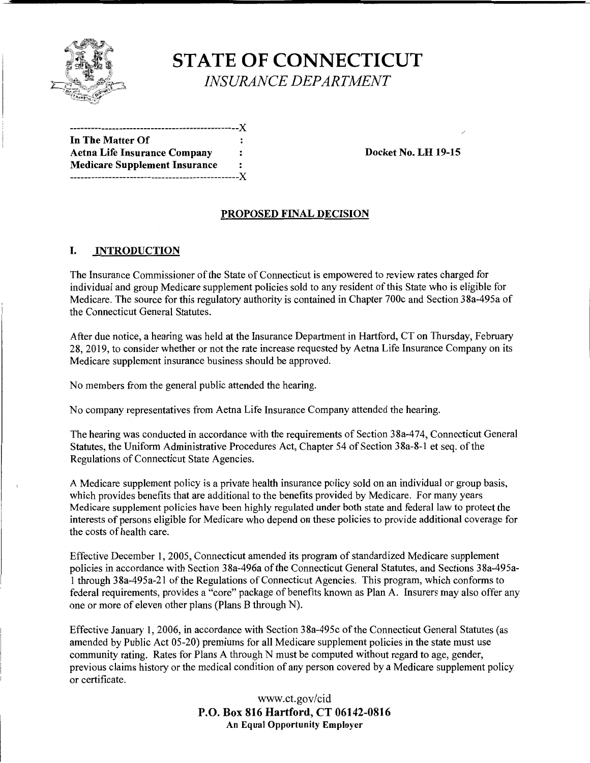# STATE OF CONNECTICUT

*INSURANCE DEPARTMENT*

```
-----------------------------------------------X
In The Matter Of                               :
Aetna Life Insurance Company                   :
Medicare Supplement Insurance                  :
-----------------------------------------------X
```

**In The Matter Of**
**Aetna Life Insurance Company**
**Medicare Supplement Insurance**

**Docket No. LH 19-15**

## PROPOSED FINAL DECISION

## I. INTRODUCTION

The Insurance Commissioner of the State of Connecticut is empowered to review rates charged for individual and group Medicare supplement policies sold to any resident of this State who is eligible for Medicare. The source for this regulatory authority is contained in Chapter 700c and Section 38a-495a of the Connecticut General Statutes.

After due notice, a hearing was held at the Insurance Department in Hartford, CT on Thursday, February 28, 2019, to consider whether or not the rate increase requested by Aetna Life Insurance Company on its Medicare supplement insurance business should be approved.

No members from the general public attended the hearing.

No company representatives from Aetna Life Insurance Company attended the hearing.

The hearing was conducted in accordance with the requirements of Section 38a-474, Connecticut General Statutes, the Uniform Administrative Procedures Act, Chapter 54 of Section 38a-8-1 et seq. of the Regulations of Connecticut State Agencies.

A Medicare supplement policy is a private health insurance policy sold on an individual or group basis, which provides benefits that are additional to the benefits provided by Medicare. For many years Medicare supplement policies have been highly regulated under both state and federal law to protect the interests of persons eligible for Medicare who depend on these policies to provide additional coverage for the costs of health care.

Effective December 1, 2005, Connecticut amended its program of standardized Medicare supplement policies in accordance with Section 38a-496a of the Connecticut General Statutes, and Sections 38a-495a-1 through 38a-495a-21 of the Regulations of Connecticut Agencies. This program, which conforms to federal requirements, provides a "core" package of benefits known as Plan A. Insurers may also offer any one or more of eleven other plans (Plans B through N).

Effective January 1, 2006, in accordance with Section 38a-495c of the Connecticut General Statutes (as amended by Public Act 05-20) premiums for all Medicare supplement policies in the state must use community rating. Rates for Plans A through N must be computed without regard to age, gender, previous claims history or the medical condition of any person covered by a Medicare supplement policy or certificate.

www.ct.gov/cid
**P.O. Box 816 Hartford, CT 06142-0816**
**An Equal Opportunity Employer**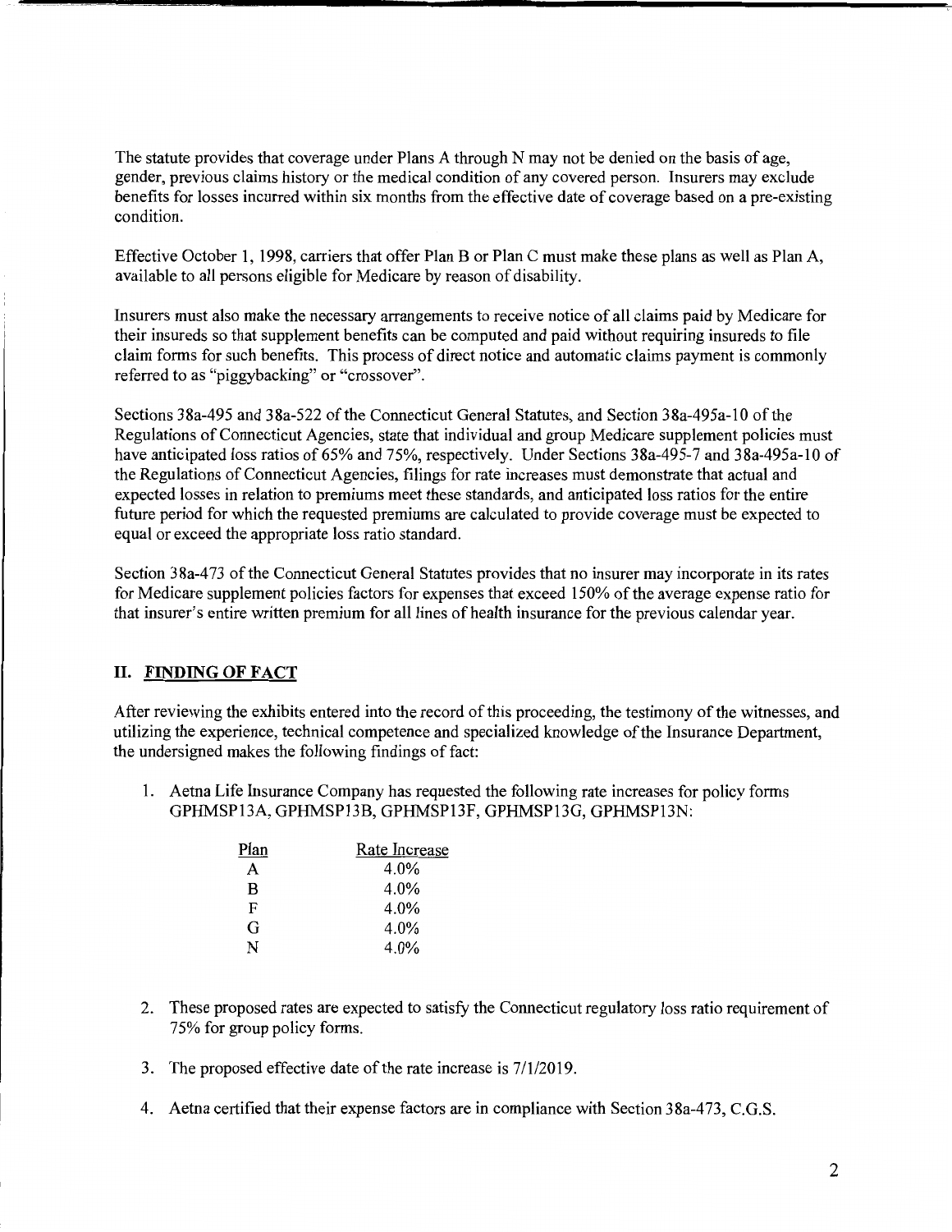The statute provides that coverage under Plans A through N may not be denied on the basis of age, gender, previous claims history or the medical condition of any covered person. Insurers may exclude benefits for losses incurred within six months from the effective date of coverage based on a pre-existing condition.

Effective October 1, 1998, carriers that offer Plan B or Plan C must make these plans as well as Plan A, available to all persons eligible for Medicare by reason of disability.

Insurers must also make the necessary arrangements to receive notice of all claims paid by Medicare for their insureds so that supplement benefits can be computed and paid without requiring insureds to file claim forms for such benefits. This process of direct notice and automatic claims payment is commonly referred to as "piggybacking" or "crossover".

Sections 38a-495 and 38a-522 of the Connecticut General Statutes, and Section 38a-495a-10 of the Regulations of Connecticut Agencies, state that individual and group Medicare supplement policies must have anticipated loss ratios of 65% and 75%, respectively. Under Sections 38a-495-7 and 38a-495a-10 of the Regulations of Connecticut Agencies, filings for rate increases must demonstrate that actual and expected losses in relation to premiums meet these standards, and anticipated loss ratios for the entire future period for which the requested premiums are calculated to provide coverage must be expected to equal or exceed the appropriate loss ratio standard.

Section 38a-473 of the Connecticut General Statutes provides that no insurer may incorporate in its rates for Medicare supplement policies factors for expenses that exceed 150% of the average expense ratio for that insurer's entire written premium for all lines of health insurance for the previous calendar year.

## II. FINDING OF FACT

After reviewing the exhibits entered into the record of this proceeding, the testimony of the witnesses, and utilizing the experience, technical competence and specialized knowledge of the Insurance Department, the undersigned makes the following findings of fact:

1. Aetna Life Insurance Company has requested the following rate increases for policy forms GPHMSP13A, GPHMSP13B, GPHMSP13F, GPHMSP13G, GPHMSP13N:

| Plan | Rate Increase |
|---|---|
| A | 4.0% |
| B | 4.0% |
| F | 4.0% |
| G | 4.0% |
| N | 4.0% |

2. These proposed rates are expected to satisfy the Connecticut regulatory loss ratio requirement of 75% for group policy forms.

3. The proposed effective date of the rate increase is 7/1/2019.

4. Aetna certified that their expense factors are in compliance with Section 38a-473, C.G.S.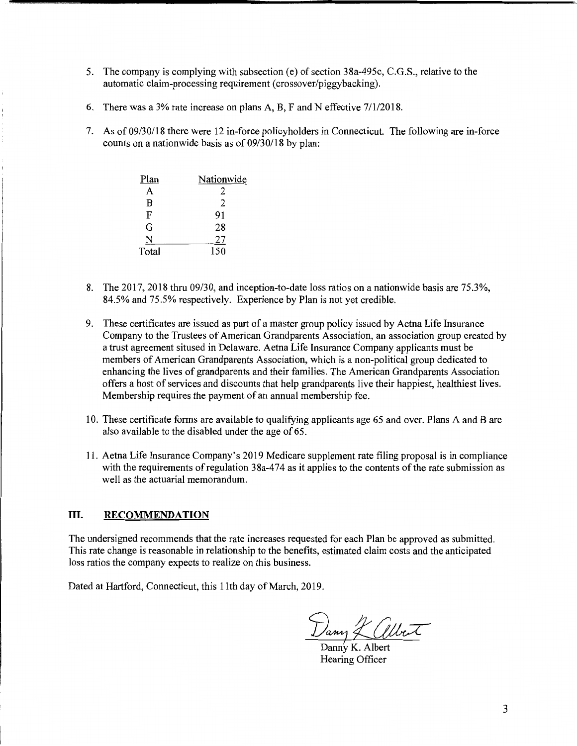5. The company is complying with subsection (e) of section 38a-495c, C.G.S., relative to the automatic claim-processing requirement (crossover/piggybacking).

6. There was a 3% rate increase on plans A, B, F and N effective 7/1/2018.

7. As of 09/30/18 there were 12 in-force policyholders in Connecticut. The following are in-force counts on a nationwide basis as of 09/30/18 by plan:

| Plan | Nationwide |
|---|---|
| A | 2 |
| B | 2 |
| F | 91 |
| G | 28 |
| N | 27 |
| Total | 150 |

8. The 2017, 2018 thru 09/30, and inception-to-date loss ratios on a nationwide basis are 75.3%, 84.5% and 75.5% respectively. Experience by Plan is not yet credible.

9. These certificates are issued as part of a master group policy issued by Aetna Life Insurance Company to the Trustees of American Grandparents Association, an association group created by a trust agreement sitused in Delaware. Aetna Life Insurance Company applicants must be members of American Grandparents Association, which is a non-political group dedicated to enhancing the lives of grandparents and their families. The American Grandparents Association offers a host of services and discounts that help grandparents live their happiest, healthiest lives. Membership requires the payment of an annual membership fee.

10. These certificate forms are available to qualifying applicants age 65 and over. Plans A and B are also available to the disabled under the age of 65.

11. Aetna Life Insurance Company's 2019 Medicare supplement rate filing proposal is in compliance with the requirements of regulation 38a-474 as it applies to the contents of the rate submission as well as the actuarial memorandum.

## III. RECOMMENDATION

The undersigned recommends that the rate increases requested for each Plan be approved as submitted. This rate change is reasonable in relationship to the benefits, estimated claim costs and the anticipated loss ratios the company expects to realize on this business.

Dated at Hartford, Connecticut, this 11th day of March, 2019.

Danny K. Albert
Hearing Officer